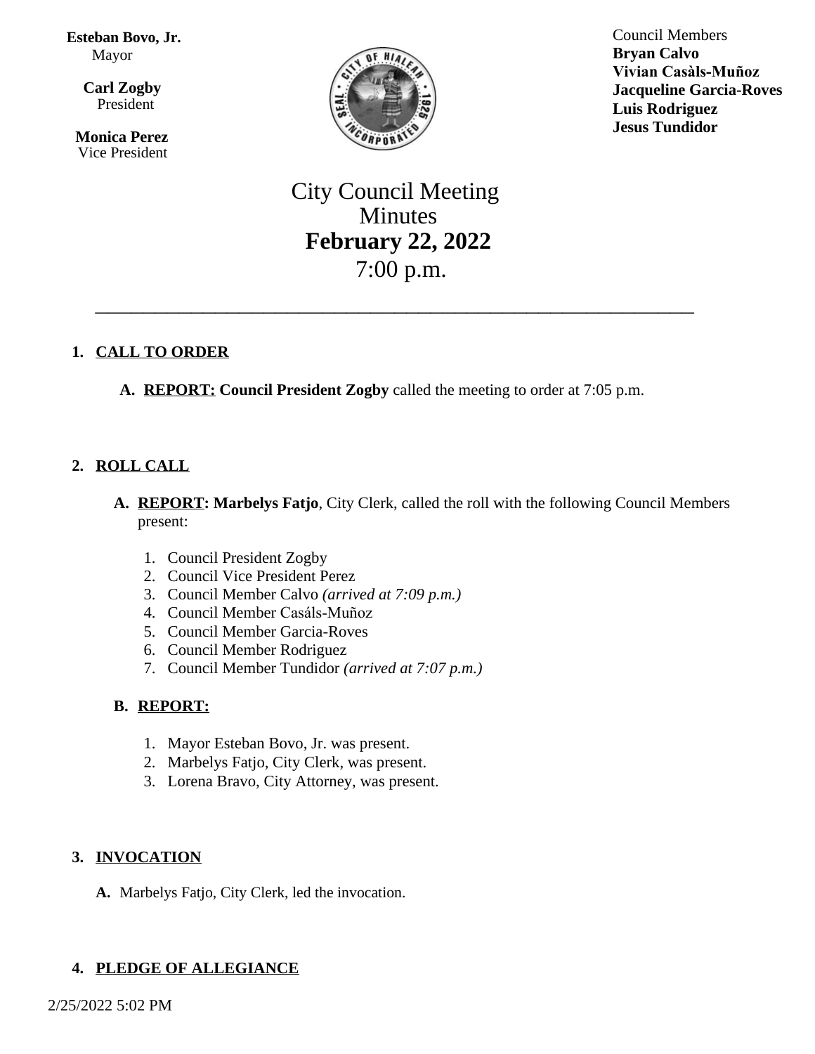**Esteban Bovo, Jr.**
Mayor

**Carl Zogby**
President

**Monica Perez**
Vice President

Council Members
**Bryan Calvo**
**Vivian Casàls-Muñoz**
**Jacqueline Garcia-Roves**
**Luis Rodriguez**
**Jesus Tundidor**

# City Council Meeting
# Minutes
# **February 22, 2022**
# 7:00 p.m.

---

1. **CALL TO ORDER**

   A. **REPORT: Council President Zogby** called the meeting to order at 7:05 p.m.

2. **ROLL CALL**

   A. **REPORT: Marbelys Fatjo**, City Clerk, called the roll with the following Council Members present:

      1. Council President Zogby
      2. Council Vice President Perez
      3. Council Member Calvo *(arrived at 7:09 p.m.)*
      4. Council Member Casáls-Muñoz
      5. Council Member Garcia-Roves
      6. Council Member Rodriguez
      7. Council Member Tundidor *(arrived at 7:07 p.m.)*

   B. **REPORT:**

      1. Mayor Esteban Bovo, Jr. was present.
      2. Marbelys Fatjo, City Clerk, was present.
      3. Lorena Bravo, City Attorney, was present.

3. **INVOCATION**

   A. Marbelys Fatjo, City Clerk, led the invocation.

4. **PLEDGE OF ALLEGIANCE**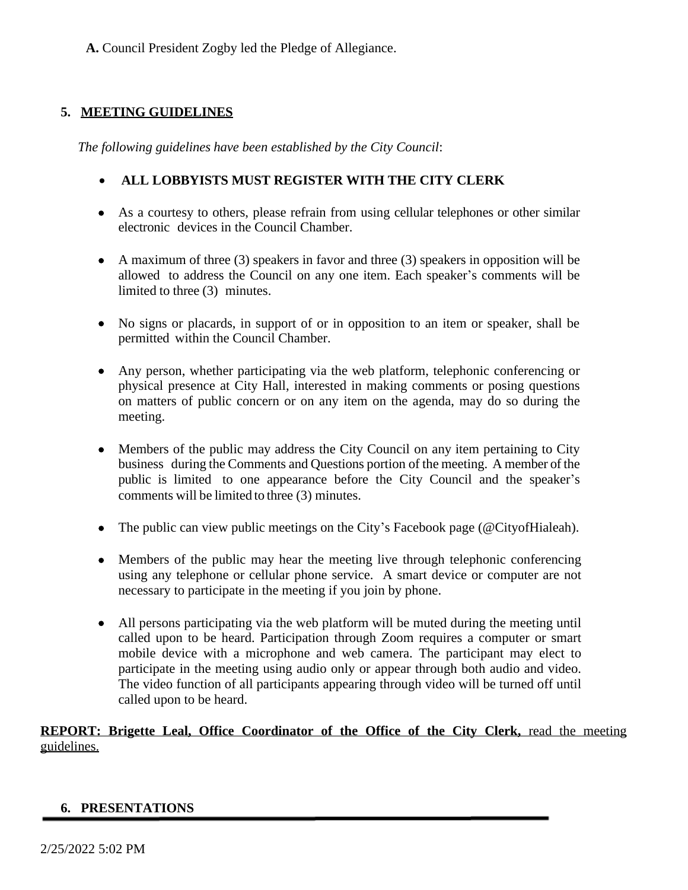**A.** Council President Zogby led the Pledge of Allegiance.

## 5. MEETING GUIDELINES

*The following guidelines have been established by the City Council*:

- **ALL LOBBYISTS MUST REGISTER WITH THE CITY CLERK**
- As a courtesy to others, please refrain from using cellular telephones or other similar electronic devices in the Council Chamber.
- A maximum of three (3) speakers in favor and three (3) speakers in opposition will be allowed to address the Council on any one item. Each speaker's comments will be limited to three (3) minutes.
- No signs or placards, in support of or in opposition to an item or speaker, shall be permitted within the Council Chamber.
- Any person, whether participating via the web platform, telephonic conferencing or physical presence at City Hall, interested in making comments or posing questions on matters of public concern or on any item on the agenda, may do so during the meeting.
- Members of the public may address the City Council on any item pertaining to City business during the Comments and Questions portion of the meeting. A member of the public is limited to one appearance before the City Council and the speaker's comments will be limited to three (3) minutes.
- The public can view public meetings on the City's Facebook page (@CityofHialeah).
- Members of the public may hear the meeting live through telephonic conferencing using any telephone or cellular phone service. A smart device or computer are not necessary to participate in the meeting if you join by phone.
- All persons participating via the web platform will be muted during the meeting until called upon to be heard. Participation through Zoom requires a computer or smart mobile device with a microphone and web camera. The participant may elect to participate in the meeting using audio only or appear through both audio and video. The video function of all participants appearing through video will be turned off until called upon to be heard.

**REPORT: Brigette Leal, Office Coordinator of the Office of the City Clerk,** read the meeting guidelines.

## 6. PRESENTATIONS

2/25/2022 5:02 PM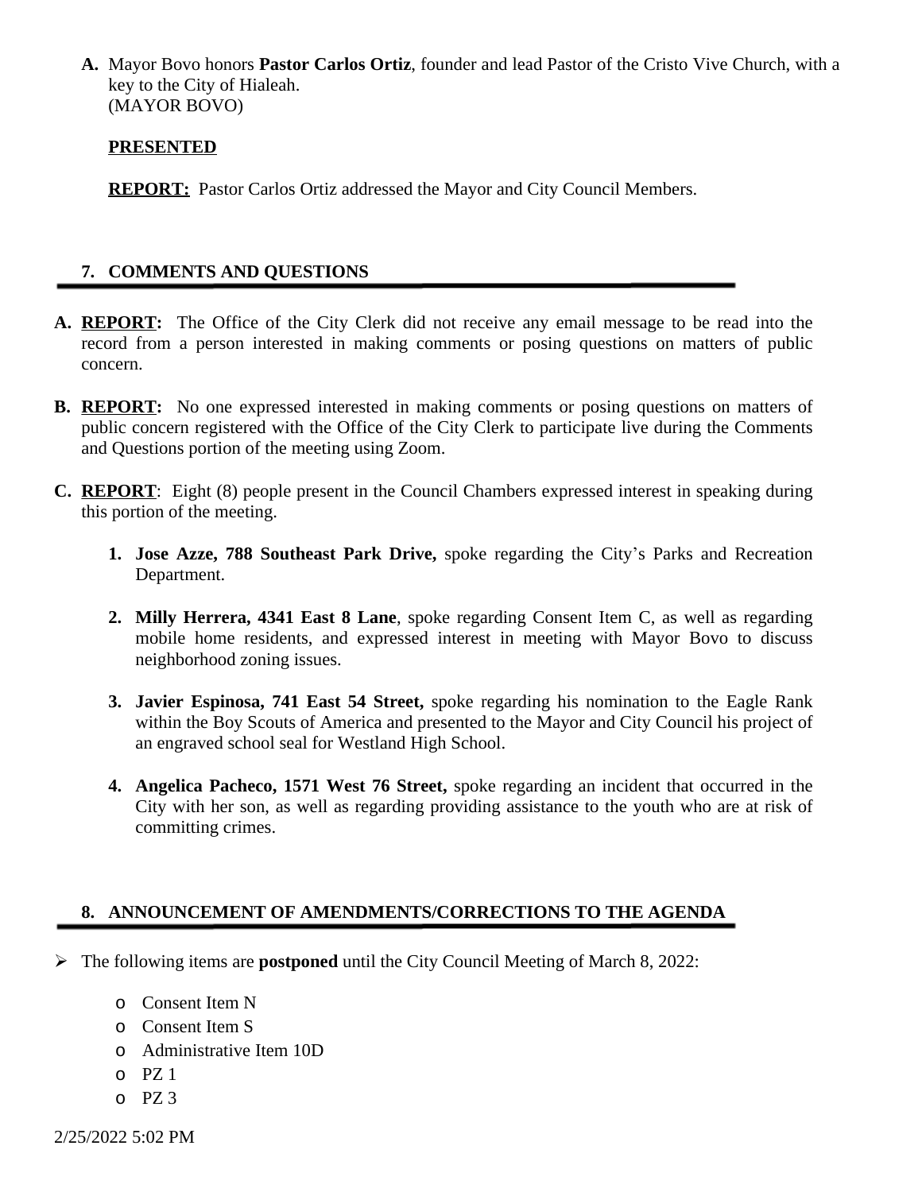**A.** Mayor Bovo honors **Pastor Carlos Ortiz**, founder and lead Pastor of the Cristo Vive Church, with a key to the City of Hialeah.
(MAYOR BOVO)

**PRESENTED**

**REPORT:** Pastor Carlos Ortiz addressed the Mayor and City Council Members.

## 7. COMMENTS AND QUESTIONS

**A.** **REPORT:** The Office of the City Clerk did not receive any email message to be read into the record from a person interested in making comments or posing questions on matters of public concern.

**B.** **REPORT:** No one expressed interested in making comments or posing questions on matters of public concern registered with the Office of the City Clerk to participate live during the Comments and Questions portion of the meeting using Zoom.

**C.** **REPORT**: Eight (8) people present in the Council Chambers expressed interest in speaking during this portion of the meeting.

1. **Jose Azze, 788 Southeast Park Drive,** spoke regarding the City's Parks and Recreation Department.
2. **Milly Herrera, 4341 East 8 Lane**, spoke regarding Consent Item C, as well as regarding mobile home residents, and expressed interest in meeting with Mayor Bovo to discuss neighborhood zoning issues.
3. **Javier Espinosa, 741 East 54 Street,** spoke regarding his nomination to the Eagle Rank within the Boy Scouts of America and presented to the Mayor and City Council his project of an engraved school seal for Westland High School.
4. **Angelica Pacheco, 1571 West 76 Street,** spoke regarding an incident that occurred in the City with her son, as well as regarding providing assistance to the youth who are at risk of committing crimes.

## 8. ANNOUNCEMENT OF AMENDMENTS/CORRECTIONS TO THE AGENDA

- The following items are **postponed** until the City Council Meeting of March 8, 2022:
  - Consent Item N
  - Consent Item S
  - Administrative Item 10D
  - PZ 1
  - PZ 3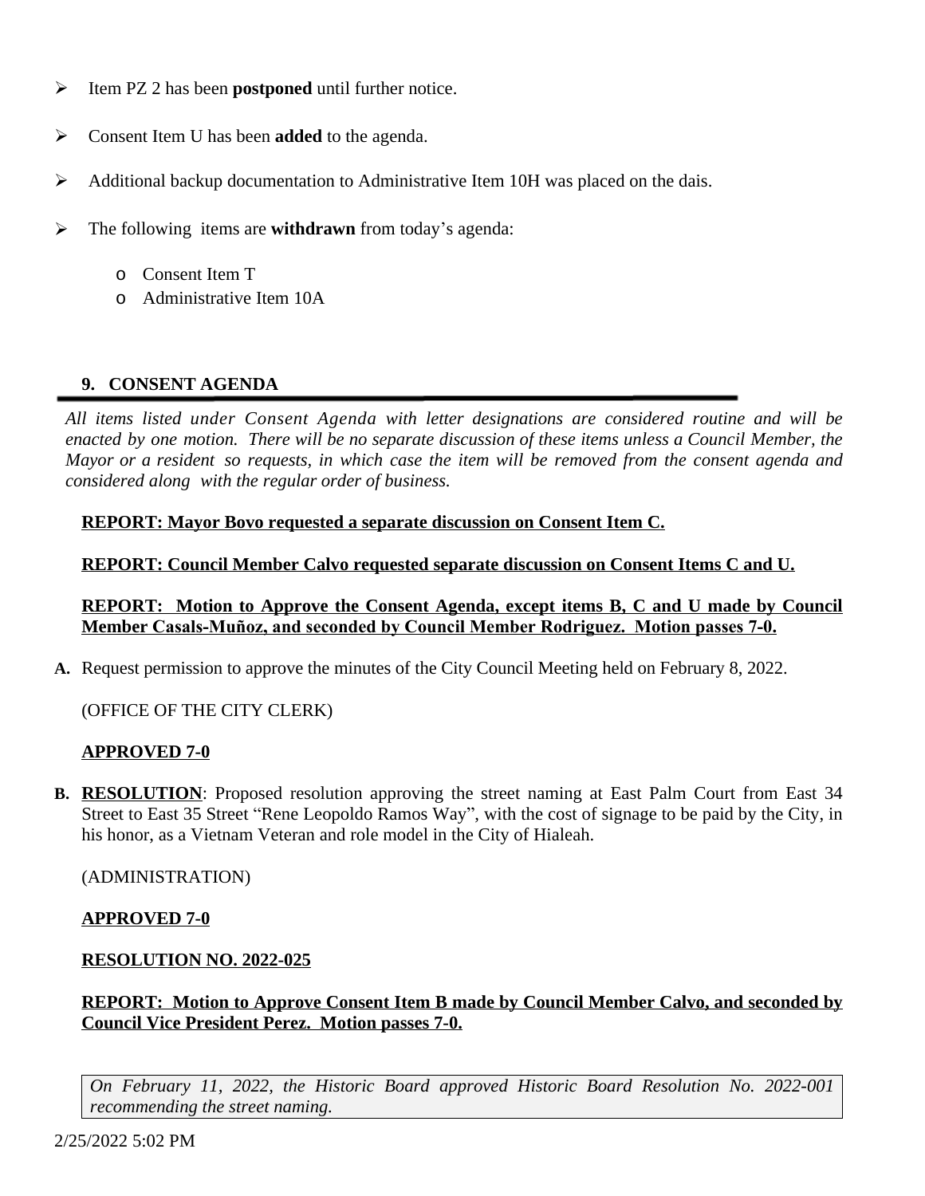- Item PZ 2 has been **postponed** until further notice.
- Consent Item U has been **added** to the agenda.
- Additional backup documentation to Administrative Item 10H was placed on the dais.
- The following items are **withdrawn** from today's agenda:
  - Consent Item T
  - Administrative Item 10A

## 9. CONSENT AGENDA

*All items listed under Consent Agenda with letter designations are considered routine and will be enacted by one motion. There will be no separate discussion of these items unless a Council Member, the Mayor or a resident so requests, in which case the item will be removed from the consent agenda and considered along with the regular order of business.*

**REPORT: Mayor Bovo requested a separate discussion on Consent Item C.**

**REPORT: Council Member Calvo requested separate discussion on Consent Items C and U.**

**REPORT: Motion to Approve the Consent Agenda, except items B, C and U made by Council Member Casals-Muñoz, and seconded by Council Member Rodriguez. Motion passes 7-0.**

**A.** Request permission to approve the minutes of the City Council Meeting held on February 8, 2022.

(OFFICE OF THE CITY CLERK)

**APPROVED 7-0**

**B.** **RESOLUTION**: Proposed resolution approving the street naming at East Palm Court from East 34 Street to East 35 Street "Rene Leopoldo Ramos Way", with the cost of signage to be paid by the City, in his honor, as a Vietnam Veteran and role model in the City of Hialeah.

(ADMINISTRATION)

**APPROVED 7-0**

**RESOLUTION NO. 2022-025**

**REPORT: Motion to Approve Consent Item B made by Council Member Calvo, and seconded by Council Vice President Perez. Motion passes 7-0.**

*On February 11, 2022, the Historic Board approved Historic Board Resolution No. 2022-001 recommending the street naming.*

2/25/2022 5:02 PM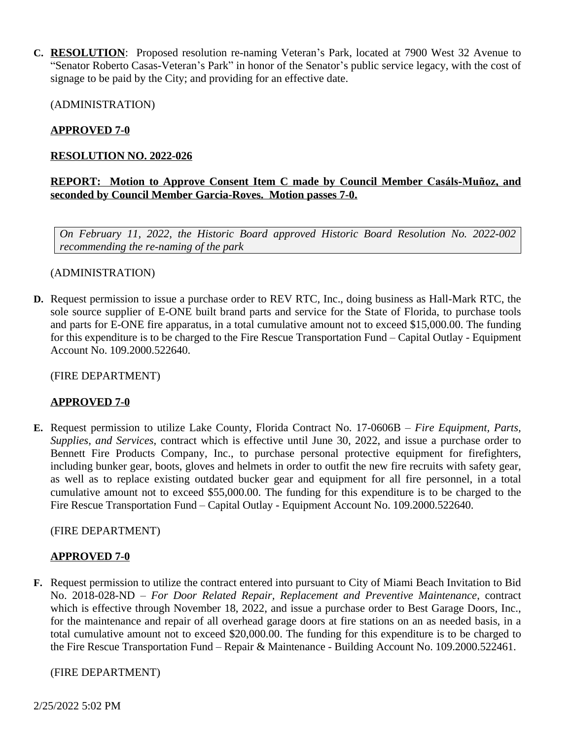**C.** **<u>RESOLUTION</u>**: Proposed resolution re-naming Veteran's Park, located at 7900 West 32 Avenue to "Senator Roberto Casas-Veteran's Park" in honor of the Senator's public service legacy, with the cost of signage to be paid by the City; and providing for an effective date.

(ADMINISTRATION)

**<u>APPROVED 7-0</u>**

**<u>RESOLUTION NO. 2022-026</u>**

**<u>REPORT: Motion to Approve Consent Item C made by Council Member Casáls-Muñoz, and seconded by Council Member Garcia-Roves. Motion passes 7-0.</u>**

*On February 11, 2022, the Historic Board approved Historic Board Resolution No. 2022-002 recommending the re-naming of the park*

(ADMINISTRATION)

**D.** Request permission to issue a purchase order to REV RTC, Inc., doing business as Hall-Mark RTC, the sole source supplier of E-ONE built brand parts and service for the State of Florida, to purchase tools and parts for E-ONE fire apparatus, in a total cumulative amount not to exceed $15,000.00. The funding for this expenditure is to be charged to the Fire Rescue Transportation Fund – Capital Outlay - Equipment Account No. 109.2000.522640.

(FIRE DEPARTMENT)

**<u>APPROVED 7-0</u>**

**E.** Request permission to utilize Lake County, Florida Contract No. 17-0606B – *Fire Equipment, Parts, Supplies, and Services*, contract which is effective until June 30, 2022, and issue a purchase order to Bennett Fire Products Company, Inc., to purchase personal protective equipment for firefighters, including bunker gear, boots, gloves and helmets in order to outfit the new fire recruits with safety gear, as well as to replace existing outdated bucker gear and equipment for all fire personnel, in a total cumulative amount not to exceed $55,000.00. The funding for this expenditure is to be charged to the Fire Rescue Transportation Fund – Capital Outlay - Equipment Account No. 109.2000.522640.

(FIRE DEPARTMENT)

**<u>APPROVED 7-0</u>**

**F.** Request permission to utilize the contract entered into pursuant to City of Miami Beach Invitation to Bid No. 2018-028-ND – *For Door Related Repair, Replacement and Preventive Maintenance*, contract which is effective through November 18, 2022, and issue a purchase order to Best Garage Doors, Inc., for the maintenance and repair of all overhead garage doors at fire stations on an as needed basis, in a total cumulative amount not to exceed $20,000.00. The funding for this expenditure is to be charged to the Fire Rescue Transportation Fund – Repair & Maintenance - Building Account No. 109.2000.522461.

(FIRE DEPARTMENT)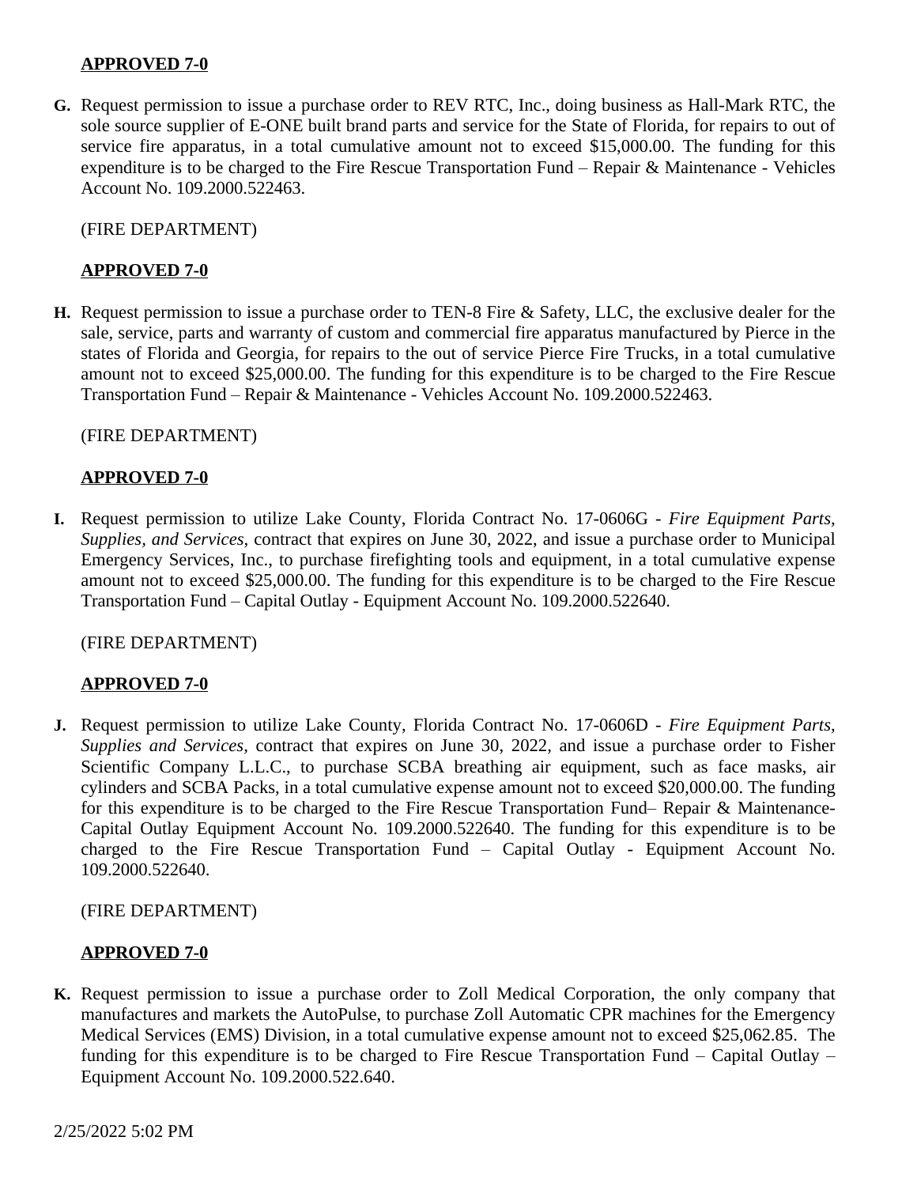**APPROVED 7-0**

**G.** Request permission to issue a purchase order to REV RTC, Inc., doing business as Hall-Mark RTC, the sole source supplier of E-ONE built brand parts and service for the State of Florida, for repairs to out of service fire apparatus, in a total cumulative amount not to exceed $15,000.00. The funding for this expenditure is to be charged to the Fire Rescue Transportation Fund – Repair & Maintenance - Vehicles Account No. 109.2000.522463.

(FIRE DEPARTMENT)

**APPROVED 7-0**

**H.** Request permission to issue a purchase order to TEN-8 Fire & Safety, LLC, the exclusive dealer for the sale, service, parts and warranty of custom and commercial fire apparatus manufactured by Pierce in the states of Florida and Georgia, for repairs to the out of service Pierce Fire Trucks, in a total cumulative amount not to exceed $25,000.00. The funding for this expenditure is to be charged to the Fire Rescue Transportation Fund – Repair & Maintenance - Vehicles Account No. 109.2000.522463.

(FIRE DEPARTMENT)

**APPROVED 7-0**

**I.** Request permission to utilize Lake County, Florida Contract No. 17-0606G - *Fire Equipment Parts, Supplies, and Services*, contract that expires on June 30, 2022, and issue a purchase order to Municipal Emergency Services, Inc., to purchase firefighting tools and equipment, in a total cumulative expense amount not to exceed $25,000.00. The funding for this expenditure is to be charged to the Fire Rescue Transportation Fund – Capital Outlay - Equipment Account No. 109.2000.522640.

(FIRE DEPARTMENT)

**APPROVED 7-0**

**J.** Request permission to utilize Lake County, Florida Contract No. 17-0606D - *Fire Equipment Parts, Supplies and Services*, contract that expires on June 30, 2022, and issue a purchase order to Fisher Scientific Company L.L.C., to purchase SCBA breathing air equipment, such as face masks, air cylinders and SCBA Packs, in a total cumulative expense amount not to exceed $20,000.00. The funding for this expenditure is to be charged to the Fire Rescue Transportation Fund– Repair & Maintenance- Capital Outlay Equipment Account No. 109.2000.522640. The funding for this expenditure is to be charged to the Fire Rescue Transportation Fund – Capital Outlay - Equipment Account No. 109.2000.522640.

(FIRE DEPARTMENT)

**APPROVED 7-0**

**K.** Request permission to issue a purchase order to Zoll Medical Corporation, the only company that manufactures and markets the AutoPulse, to purchase Zoll Automatic CPR machines for the Emergency Medical Services (EMS) Division, in a total cumulative expense amount not to exceed $25,062.85. The funding for this expenditure is to be charged to Fire Rescue Transportation Fund – Capital Outlay – Equipment Account No. 109.2000.522.640.

2/25/2022 5:02 PM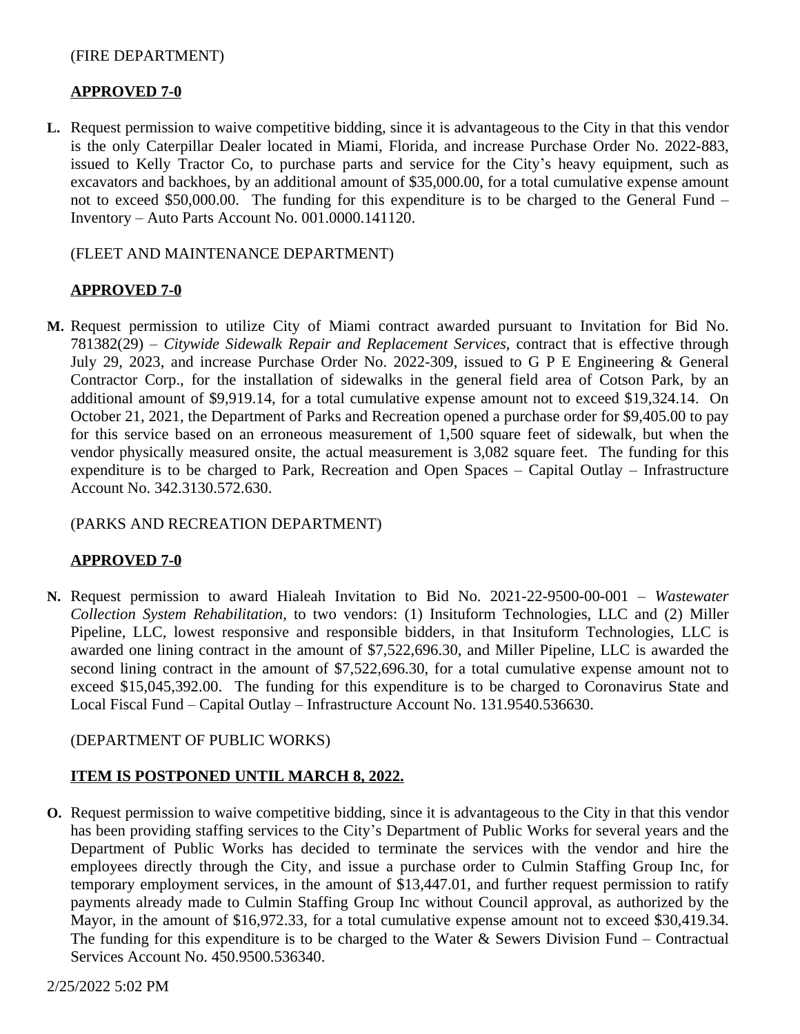(FIRE DEPARTMENT)

**APPROVED 7-0**

**L.** Request permission to waive competitive bidding, since it is advantageous to the City in that this vendor is the only Caterpillar Dealer located in Miami, Florida, and increase Purchase Order No. 2022-883, issued to Kelly Tractor Co, to purchase parts and service for the City's heavy equipment, such as excavators and backhoes, by an additional amount of $35,000.00, for a total cumulative expense amount not to exceed $50,000.00. The funding for this expenditure is to be charged to the General Fund – Inventory – Auto Parts Account No. 001.0000.141120.

(FLEET AND MAINTENANCE DEPARTMENT)

**APPROVED 7-0**

**M.** Request permission to utilize City of Miami contract awarded pursuant to Invitation for Bid No. 781382(29) – *Citywide Sidewalk Repair and Replacement Services*, contract that is effective through July 29, 2023, and increase Purchase Order No. 2022-309, issued to G P E Engineering & General Contractor Corp., for the installation of sidewalks in the general field area of Cotson Park, by an additional amount of $9,919.14, for a total cumulative expense amount not to exceed $19,324.14. On October 21, 2021, the Department of Parks and Recreation opened a purchase order for $9,405.00 to pay for this service based on an erroneous measurement of 1,500 square feet of sidewalk, but when the vendor physically measured onsite, the actual measurement is 3,082 square feet. The funding for this expenditure is to be charged to Park, Recreation and Open Spaces – Capital Outlay – Infrastructure Account No. 342.3130.572.630.

(PARKS AND RECREATION DEPARTMENT)

**APPROVED 7-0**

**N.** Request permission to award Hialeah Invitation to Bid No. 2021-22-9500-00-001 – *Wastewater Collection System Rehabilitation*, to two vendors: (1) Insituform Technologies, LLC and (2) Miller Pipeline, LLC, lowest responsive and responsible bidders, in that Insituform Technologies, LLC is awarded one lining contract in the amount of $7,522,696.30, and Miller Pipeline, LLC is awarded the second lining contract in the amount of $7,522,696.30, for a total cumulative expense amount not to exceed $15,045,392.00. The funding for this expenditure is to be charged to Coronavirus State and Local Fiscal Fund – Capital Outlay – Infrastructure Account No. 131.9540.536630.

(DEPARTMENT OF PUBLIC WORKS)

**ITEM IS POSTPONED UNTIL MARCH 8, 2022.**

**O.** Request permission to waive competitive bidding, since it is advantageous to the City in that this vendor has been providing staffing services to the City's Department of Public Works for several years and the Department of Public Works has decided to terminate the services with the vendor and hire the employees directly through the City, and issue a purchase order to Culmin Staffing Group Inc, for temporary employment services, in the amount of $13,447.01, and further request permission to ratify payments already made to Culmin Staffing Group Inc without Council approval, as authorized by the Mayor, in the amount of $16,972.33, for a total cumulative expense amount not to exceed $30,419.34. The funding for this expenditure is to be charged to the Water & Sewers Division Fund – Contractual Services Account No. 450.9500.536340.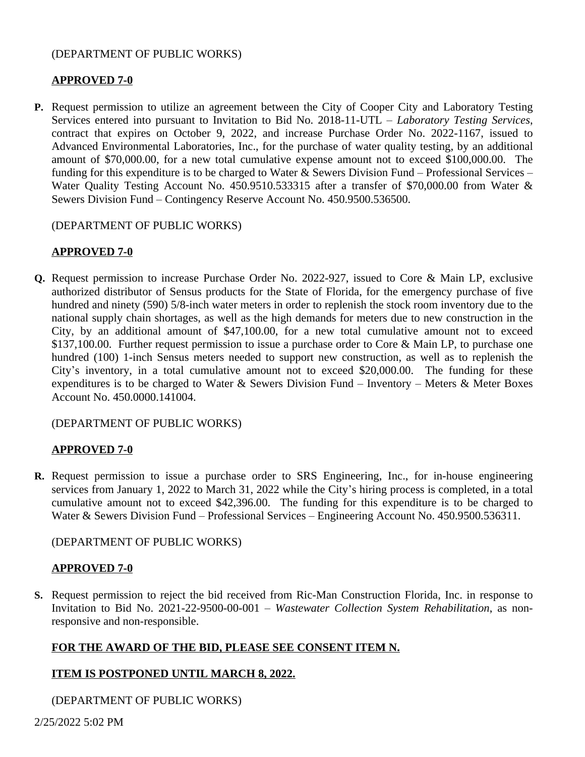(DEPARTMENT OF PUBLIC WORKS)

**APPROVED 7-0**

**P.** Request permission to utilize an agreement between the City of Cooper City and Laboratory Testing Services entered into pursuant to Invitation to Bid No. 2018-11-UTL – *Laboratory Testing Services*, contract that expires on October 9, 2022, and increase Purchase Order No. 2022-1167, issued to Advanced Environmental Laboratories, Inc., for the purchase of water quality testing, by an additional amount of $70,000.00, for a new total cumulative expense amount not to exceed $100,000.00. The funding for this expenditure is to be charged to Water & Sewers Division Fund – Professional Services – Water Quality Testing Account No. 450.9510.533315 after a transfer of $70,000.00 from Water & Sewers Division Fund – Contingency Reserve Account No. 450.9500.536500.

(DEPARTMENT OF PUBLIC WORKS)

**APPROVED 7-0**

**Q.** Request permission to increase Purchase Order No. 2022-927, issued to Core & Main LP, exclusive authorized distributor of Sensus products for the State of Florida, for the emergency purchase of five hundred and ninety (590) 5/8-inch water meters in order to replenish the stock room inventory due to the national supply chain shortages, as well as the high demands for meters due to new construction in the City, by an additional amount of $47,100.00, for a new total cumulative amount not to exceed $137,100.00. Further request permission to issue a purchase order to Core & Main LP, to purchase one hundred (100) 1-inch Sensus meters needed to support new construction, as well as to replenish the City's inventory, in a total cumulative amount not to exceed $20,000.00. The funding for these expenditures is to be charged to Water & Sewers Division Fund – Inventory – Meters & Meter Boxes Account No. 450.0000.141004.

(DEPARTMENT OF PUBLIC WORKS)

**APPROVED 7-0**

**R.** Request permission to issue a purchase order to SRS Engineering, Inc., for in-house engineering services from January 1, 2022 to March 31, 2022 while the City's hiring process is completed, in a total cumulative amount not to exceed $42,396.00. The funding for this expenditure is to be charged to Water & Sewers Division Fund – Professional Services – Engineering Account No. 450.9500.536311.

(DEPARTMENT OF PUBLIC WORKS)

**APPROVED 7-0**

**S.** Request permission to reject the bid received from Ric-Man Construction Florida, Inc. in response to Invitation to Bid No. 2021-22-9500-00-001 – *Wastewater Collection System Rehabilitation*, as non-responsive and non-responsible.

**FOR THE AWARD OF THE BID, PLEASE SEE CONSENT ITEM N.**

**ITEM IS POSTPONED UNTIL MARCH 8, 2022.**

(DEPARTMENT OF PUBLIC WORKS)

2/25/2022 5:02 PM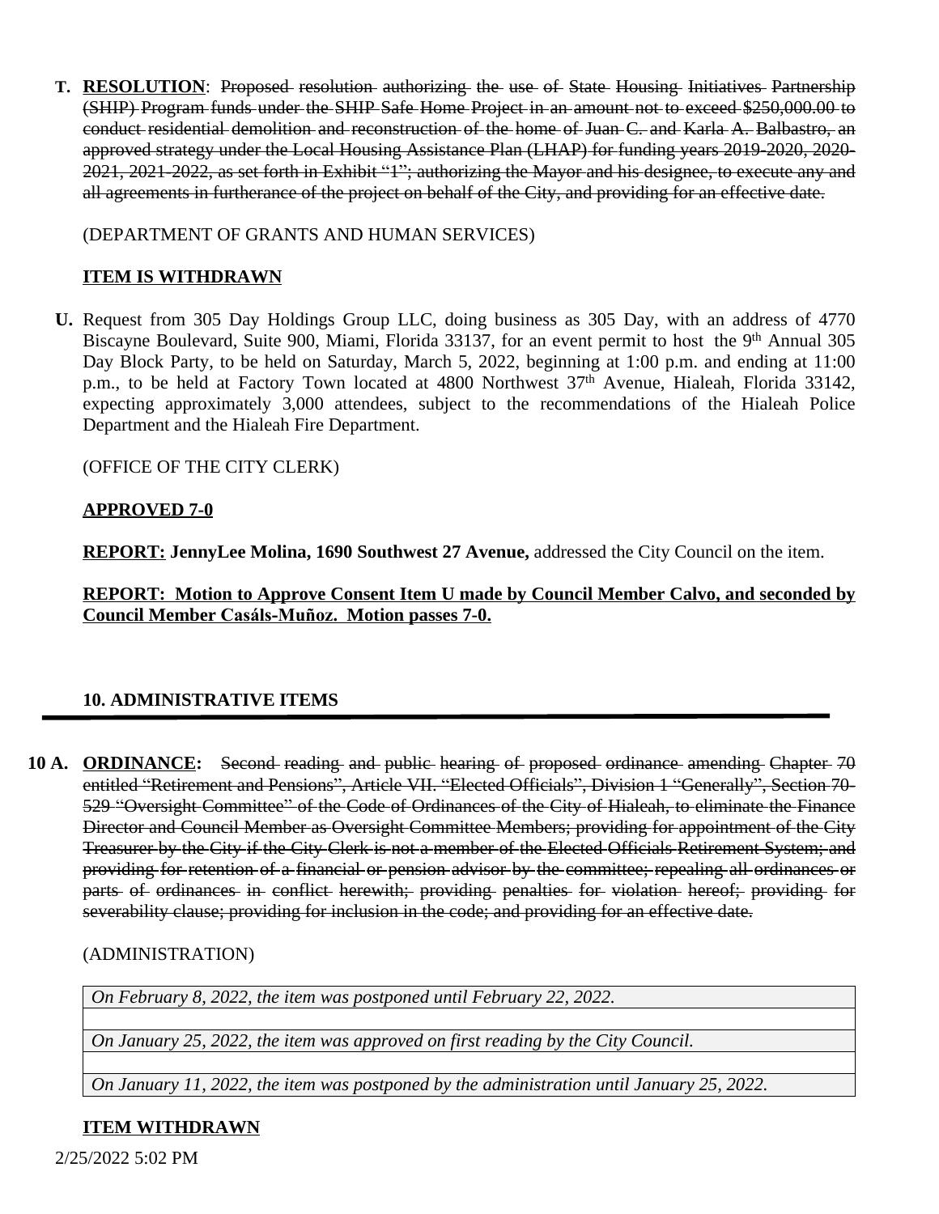**T.** **RESOLUTION**: ~~Proposed resolution authorizing the use of State Housing Initiatives Partnership (SHIP) Program funds under the SHIP Safe Home Project in an amount not to exceed $250,000.00 to conduct residential demolition and reconstruction of the home of Juan C. and Karla A. Balbastro, an approved strategy under the Local Housing Assistance Plan (LHAP) for funding years 2019-2020, 2020-2021, 2021-2022, as set forth in Exhibit "1"; authorizing the Mayor and his designee, to execute any and all agreements in furtherance of the project on behalf of the City, and providing for an effective date.~~

(DEPARTMENT OF GRANTS AND HUMAN SERVICES)

**ITEM IS WITHDRAWN**

**U.** Request from 305 Day Holdings Group LLC, doing business as 305 Day, with an address of 4770 Biscayne Boulevard, Suite 900, Miami, Florida 33137, for an event permit to host the 9th Annual 305 Day Block Party, to be held on Saturday, March 5, 2022, beginning at 1:00 p.m. and ending at 11:00 p.m., to be held at Factory Town located at 4800 Northwest 37th Avenue, Hialeah, Florida 33142, expecting approximately 3,000 attendees, subject to the recommendations of the Hialeah Police Department and the Hialeah Fire Department.

(OFFICE OF THE CITY CLERK)

**APPROVED 7-0**

**REPORT: JennyLee Molina, 1690 Southwest 27 Avenue,** addressed the City Council on the item.

**REPORT: Motion to Approve Consent Item U made by Council Member Calvo, and seconded by Council Member Casáls-Muñoz. Motion passes 7-0.**

## 10. ADMINISTRATIVE ITEMS

**10 A.** **ORDINANCE:** ~~Second reading and public hearing of proposed ordinance amending Chapter 70 entitled "Retirement and Pensions", Article VII. "Elected Officials", Division 1 "Generally", Section 70-529 "Oversight Committee" of the Code of Ordinances of the City of Hialeah, to eliminate the Finance Director and Council Member as Oversight Committee Members; providing for appointment of the City Treasurer by the City if the City Clerk is not a member of the Elected Officials Retirement System; and providing for retention of a financial or pension advisor by the committee; repealing all ordinances or parts of ordinances in conflict herewith; providing penalties for violation hereof; providing for severability clause; providing for inclusion in the code; and providing for an effective date.~~

(ADMINISTRATION)

| |
|---|
| *On February 8, 2022, the item was postponed until February 22, 2022.* |
| |
| *On January 25, 2022, the item was approved on first reading by the City Council.* |
| |
| *On January 11, 2022, the item was postponed by the administration until January 25, 2022.* |

**ITEM WITHDRAWN**

2/25/2022 5:02 PM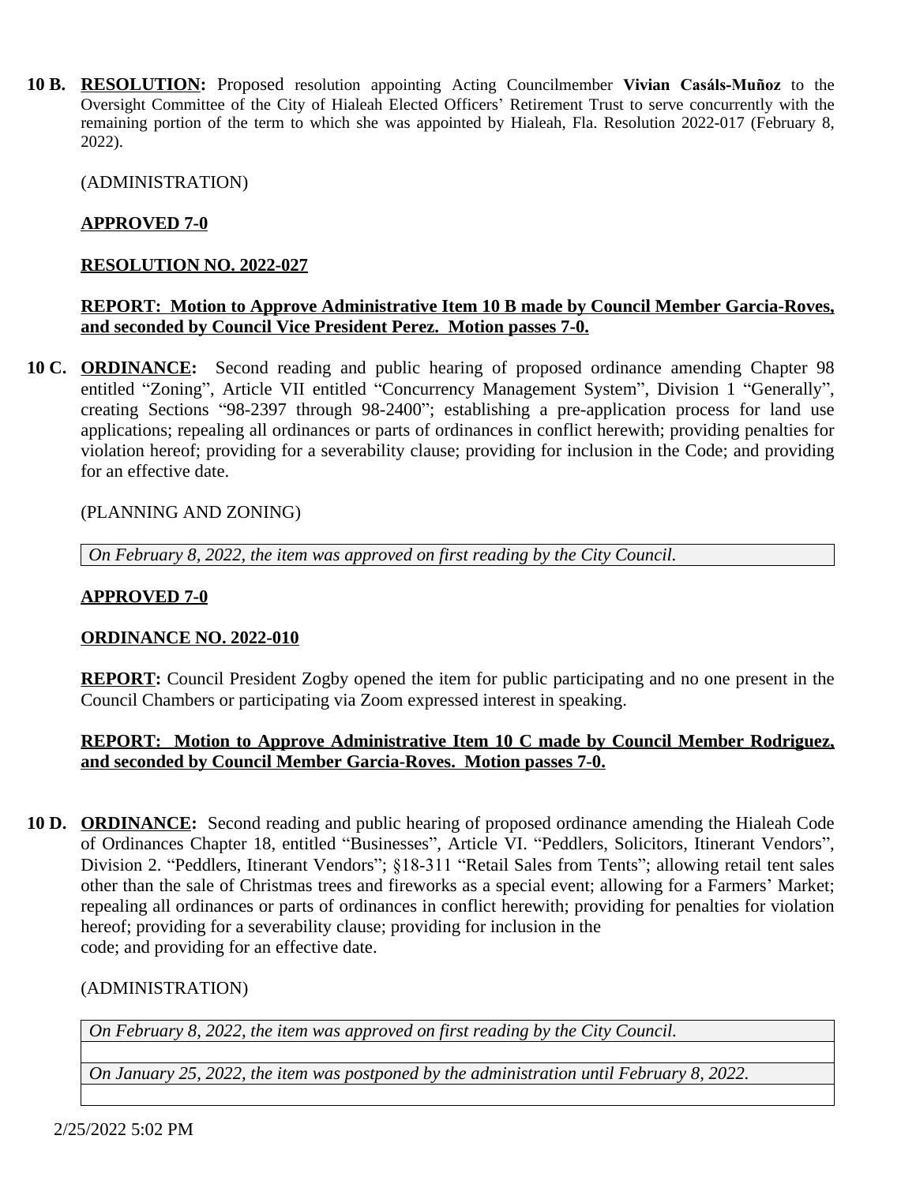**10 B.** **<u>RESOLUTION:</u>** Proposed resolution appointing Acting Councilmember **Vivian Casáls-Muñoz** to the Oversight Committee of the City of Hialeah Elected Officers' Retirement Trust to serve concurrently with the remaining portion of the term to which she was appointed by Hialeah, Fla. Resolution 2022-017 (February 8, 2022).

(ADMINISTRATION)

**<u>APPROVED 7-0</u>**

**<u>RESOLUTION NO. 2022-027</u>**

**<u>REPORT: Motion to Approve Administrative Item 10 B made by Council Member Garcia-Roves, and seconded by Council Vice President Perez. Motion passes 7-0.</u>**

**10 C.** **<u>ORDINANCE:</u>** Second reading and public hearing of proposed ordinance amending Chapter 98 entitled "Zoning", Article VII entitled "Concurrency Management System", Division 1 "Generally", creating Sections "98-2397 through 98-2400"; establishing a pre-application process for land use applications; repealing all ordinances or parts of ordinances in conflict herewith; providing penalties for violation hereof; providing for a severability clause; providing for inclusion in the Code; and providing for an effective date.

(PLANNING AND ZONING)

| |
|---|
| *On February 8, 2022, the item was approved on first reading by the City Council.* |

**<u>APPROVED 7-0</u>**

**<u>ORDINANCE NO. 2022-010</u>**

**<u>REPORT</u>:** Council President Zogby opened the item for public participating and no one present in the Council Chambers or participating via Zoom expressed interest in speaking.

**<u>REPORT: Motion to Approve Administrative Item 10 C made by Council Member Rodriguez, and seconded by Council Member Garcia-Roves. Motion passes 7-0.</u>**

**10 D.** **<u>ORDINANCE:</u>** Second reading and public hearing of proposed ordinance amending the Hialeah Code of Ordinances Chapter 18, entitled "Businesses", Article VI. "Peddlers, Solicitors, Itinerant Vendors", Division 2. "Peddlers, Itinerant Vendors"; §18-311 "Retail Sales from Tents"; allowing retail tent sales other than the sale of Christmas trees and fireworks as a special event; allowing for a Farmers' Market; repealing all ordinances or parts of ordinances in conflict herewith; providing for penalties for violation hereof; providing for a severability clause; providing for inclusion in the code; and providing for an effective date.

(ADMINISTRATION)

| |
|---|
| *On February 8, 2022, the item was approved on first reading by the City Council.* |
| |
| *On January 25, 2022, the item was postponed by the administration until February 8, 2022.* |
| |

2/25/2022 5:02 PM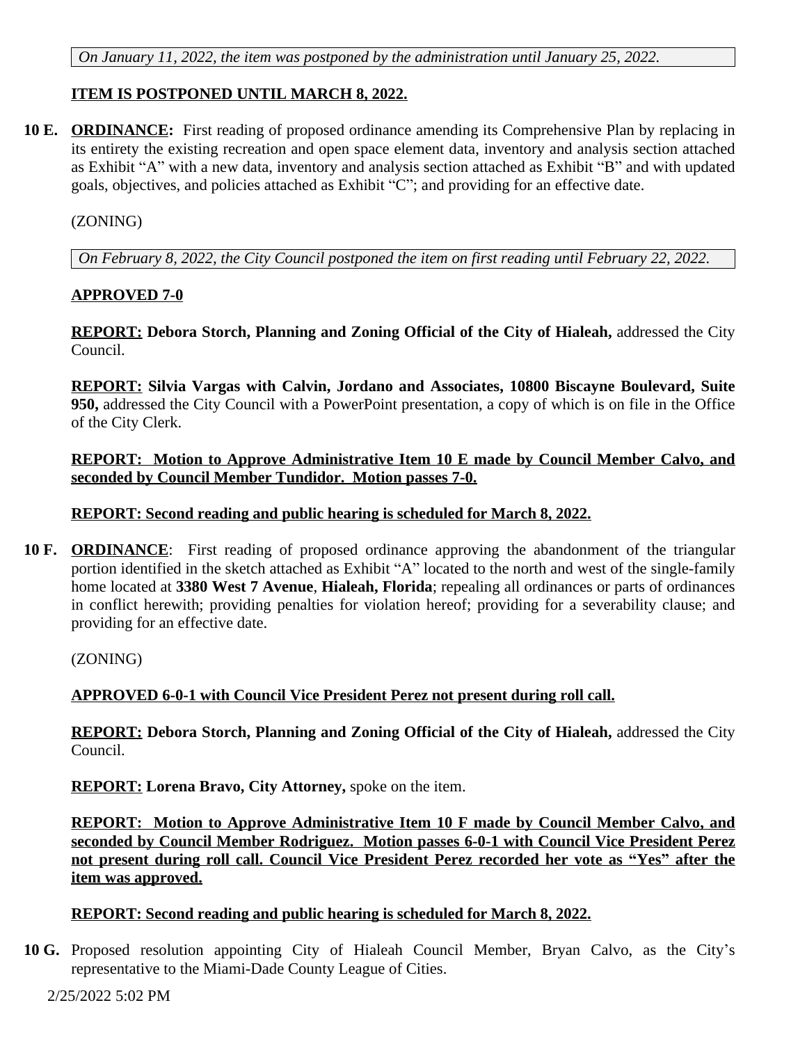*On January 11, 2022, the item was postponed by the administration until January 25, 2022.*

**ITEM IS POSTPONED UNTIL MARCH 8, 2022.**

**10 E. ORDINANCE:** First reading of proposed ordinance amending its Comprehensive Plan by replacing in its entirety the existing recreation and open space element data, inventory and analysis section attached as Exhibit "A" with a new data, inventory and analysis section attached as Exhibit "B" and with updated goals, objectives, and policies attached as Exhibit "C"; and providing for an effective date.

(ZONING)

*On February 8, 2022, the City Council postponed the item on first reading until February 22, 2022.*

**APPROVED 7-0**

**REPORT: Debora Storch, Planning and Zoning Official of the City of Hialeah,** addressed the City Council.

**REPORT: Silvia Vargas with Calvin, Jordano and Associates, 10800 Biscayne Boulevard, Suite 950,** addressed the City Council with a PowerPoint presentation, a copy of which is on file in the Office of the City Clerk.

**REPORT: Motion to Approve Administrative Item 10 E made by Council Member Calvo, and seconded by Council Member Tundidor. Motion passes 7-0.**

**REPORT: Second reading and public hearing is scheduled for March 8, 2022.**

**10 F. ORDINANCE**: First reading of proposed ordinance approving the abandonment of the triangular portion identified in the sketch attached as Exhibit "A" located to the north and west of the single-family home located at **3380 West 7 Avenue**, **Hialeah, Florida**; repealing all ordinances or parts of ordinances in conflict herewith; providing penalties for violation hereof; providing for a severability clause; and providing for an effective date.

(ZONING)

**APPROVED 6-0-1 with Council Vice President Perez not present during roll call.**

**REPORT: Debora Storch, Planning and Zoning Official of the City of Hialeah,** addressed the City Council.

**REPORT: Lorena Bravo, City Attorney,** spoke on the item.

**REPORT: Motion to Approve Administrative Item 10 F made by Council Member Calvo, and seconded by Council Member Rodriguez. Motion passes 6-0-1 with Council Vice President Perez not present during roll call. Council Vice President Perez recorded her vote as "Yes" after the item was approved.**

**REPORT: Second reading and public hearing is scheduled for March 8, 2022.**

**10 G.** Proposed resolution appointing City of Hialeah Council Member, Bryan Calvo, as the City's representative to the Miami-Dade County League of Cities.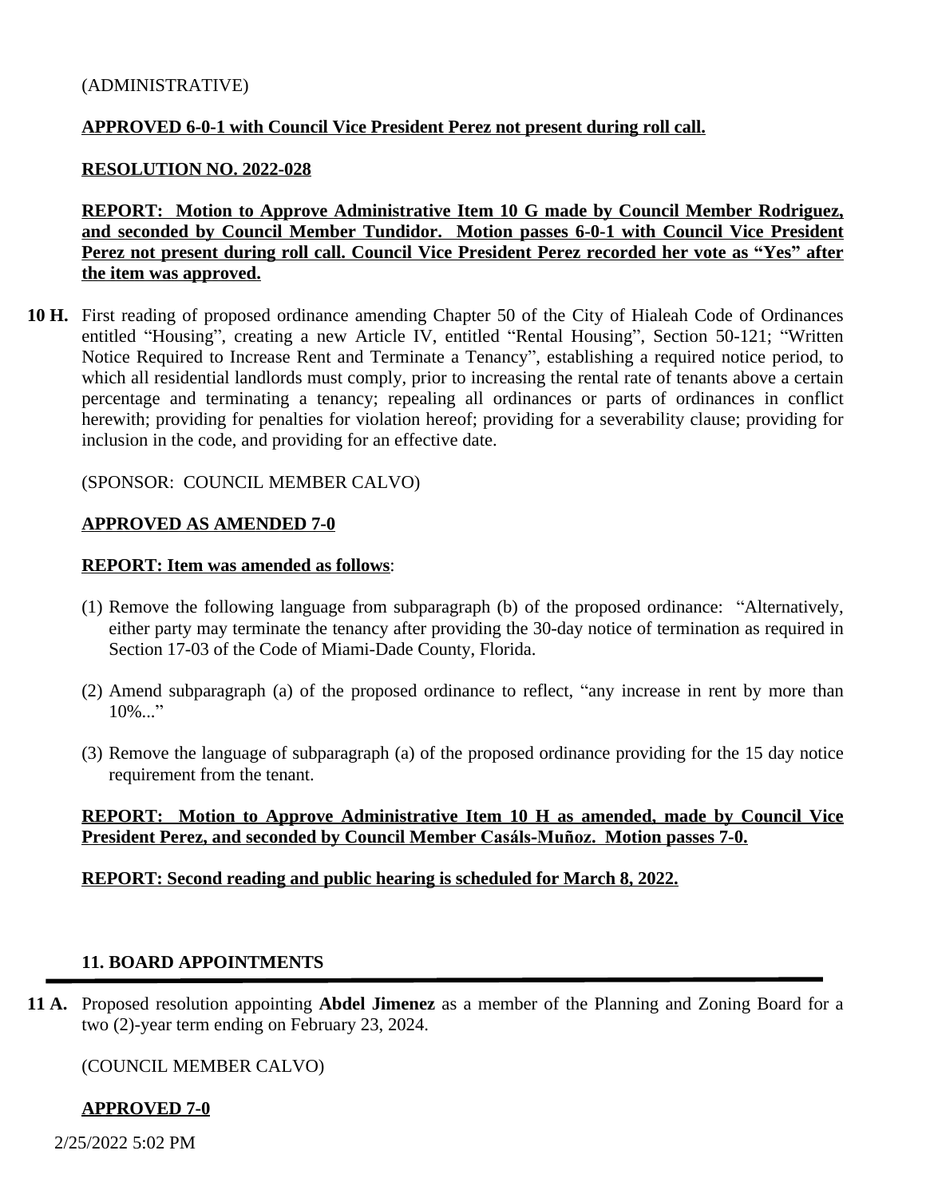(ADMINISTRATIVE)

**APPROVED 6-0-1 with Council Vice President Perez not present during roll call.**

**RESOLUTION NO. 2022-028**

**REPORT: Motion to Approve Administrative Item 10 G made by Council Member Rodriguez, and seconded by Council Member Tundidor. Motion passes 6-0-1 with Council Vice President Perez not present during roll call. Council Vice President Perez recorded her vote as "Yes" after the item was approved.**

**10 H.** First reading of proposed ordinance amending Chapter 50 of the City of Hialeah Code of Ordinances entitled "Housing", creating a new Article IV, entitled "Rental Housing", Section 50-121; "Written Notice Required to Increase Rent and Terminate a Tenancy", establishing a required notice period, to which all residential landlords must comply, prior to increasing the rental rate of tenants above a certain percentage and terminating a tenancy; repealing all ordinances or parts of ordinances in conflict herewith; providing for penalties for violation hereof; providing for a severability clause; providing for inclusion in the code, and providing for an effective date.

(SPONSOR: COUNCIL MEMBER CALVO)

**APPROVED AS AMENDED 7-0**

**REPORT: Item was amended as follows**:

(1) Remove the following language from subparagraph (b) of the proposed ordinance: "Alternatively, either party may terminate the tenancy after providing the 30-day notice of termination as required in Section 17-03 of the Code of Miami-Dade County, Florida.

(2) Amend subparagraph (a) of the proposed ordinance to reflect, "any increase in rent by more than 10%..."

(3) Remove the language of subparagraph (a) of the proposed ordinance providing for the 15 day notice requirement from the tenant.

**REPORT: Motion to Approve Administrative Item 10 H as amended, made by Council Vice President Perez, and seconded by Council Member Casáls-Muñoz. Motion passes 7-0.**

**REPORT: Second reading and public hearing is scheduled for March 8, 2022.**

## 11. BOARD APPOINTMENTS

**11 A.** Proposed resolution appointing **Abdel Jimenez** as a member of the Planning and Zoning Board for a two (2)-year term ending on February 23, 2024.

(COUNCIL MEMBER CALVO)

**APPROVED 7-0**

2/25/2022 5:02 PM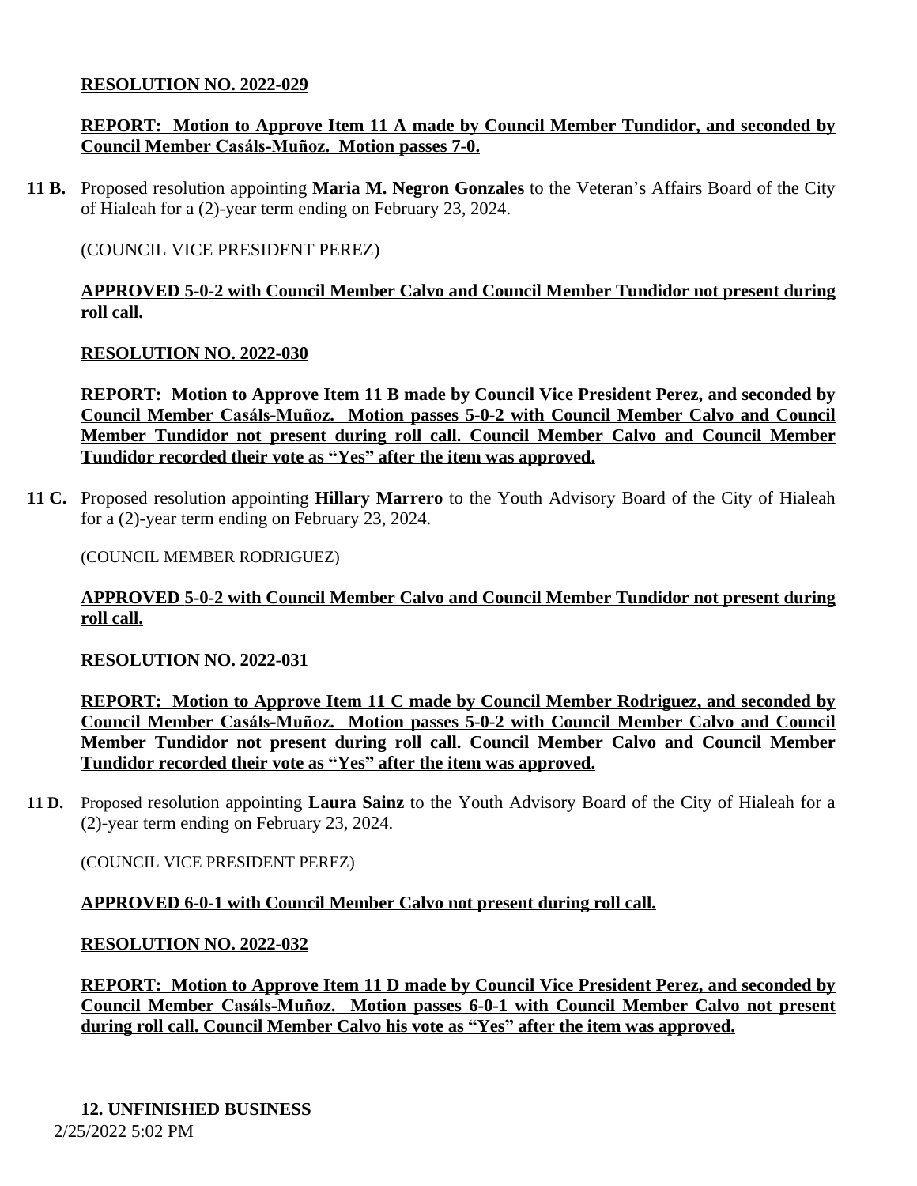**RESOLUTION NO. 2022-029**

**REPORT: Motion to Approve Item 11 A made by Council Member Tundidor, and seconded by Council Member Casáls-Muñoz. Motion passes 7-0.**

**11 B.** Proposed resolution appointing **Maria M. Negron Gonzales** to the Veteran's Affairs Board of the City of Hialeah for a (2)-year term ending on February 23, 2024.

(COUNCIL VICE PRESIDENT PEREZ)

**APPROVED 5-0-2 with Council Member Calvo and Council Member Tundidor not present during roll call.**

**RESOLUTION NO. 2022-030**

**REPORT: Motion to Approve Item 11 B made by Council Vice President Perez, and seconded by Council Member Casáls-Muñoz. Motion passes 5-0-2 with Council Member Calvo and Council Member Tundidor not present during roll call. Council Member Calvo and Council Member Tundidor recorded their vote as "Yes" after the item was approved.**

**11 C.** Proposed resolution appointing **Hillary Marrero** to the Youth Advisory Board of the City of Hialeah for a (2)-year term ending on February 23, 2024.

(COUNCIL MEMBER RODRIGUEZ)

**APPROVED 5-0-2 with Council Member Calvo and Council Member Tundidor not present during roll call.**

**RESOLUTION NO. 2022-031**

**REPORT: Motion to Approve Item 11 C made by Council Member Rodriguez, and seconded by Council Member Casáls-Muñoz. Motion passes 5-0-2 with Council Member Calvo and Council Member Tundidor not present during roll call. Council Member Calvo and Council Member Tundidor recorded their vote as "Yes" after the item was approved.**

**11 D.** Proposed resolution appointing **Laura Sainz** to the Youth Advisory Board of the City of Hialeah for a (2)-year term ending on February 23, 2024.

(COUNCIL VICE PRESIDENT PEREZ)

**APPROVED 6-0-1 with Council Member Calvo not present during roll call.**

**RESOLUTION NO. 2022-032**

**REPORT: Motion to Approve Item 11 D made by Council Vice President Perez, and seconded by Council Member Casáls-Muñoz. Motion passes 6-0-1 with Council Member Calvo not present during roll call. Council Member Calvo his vote as "Yes" after the item was approved.**

**12. UNFINISHED BUSINESS**

2/25/2022 5:02 PM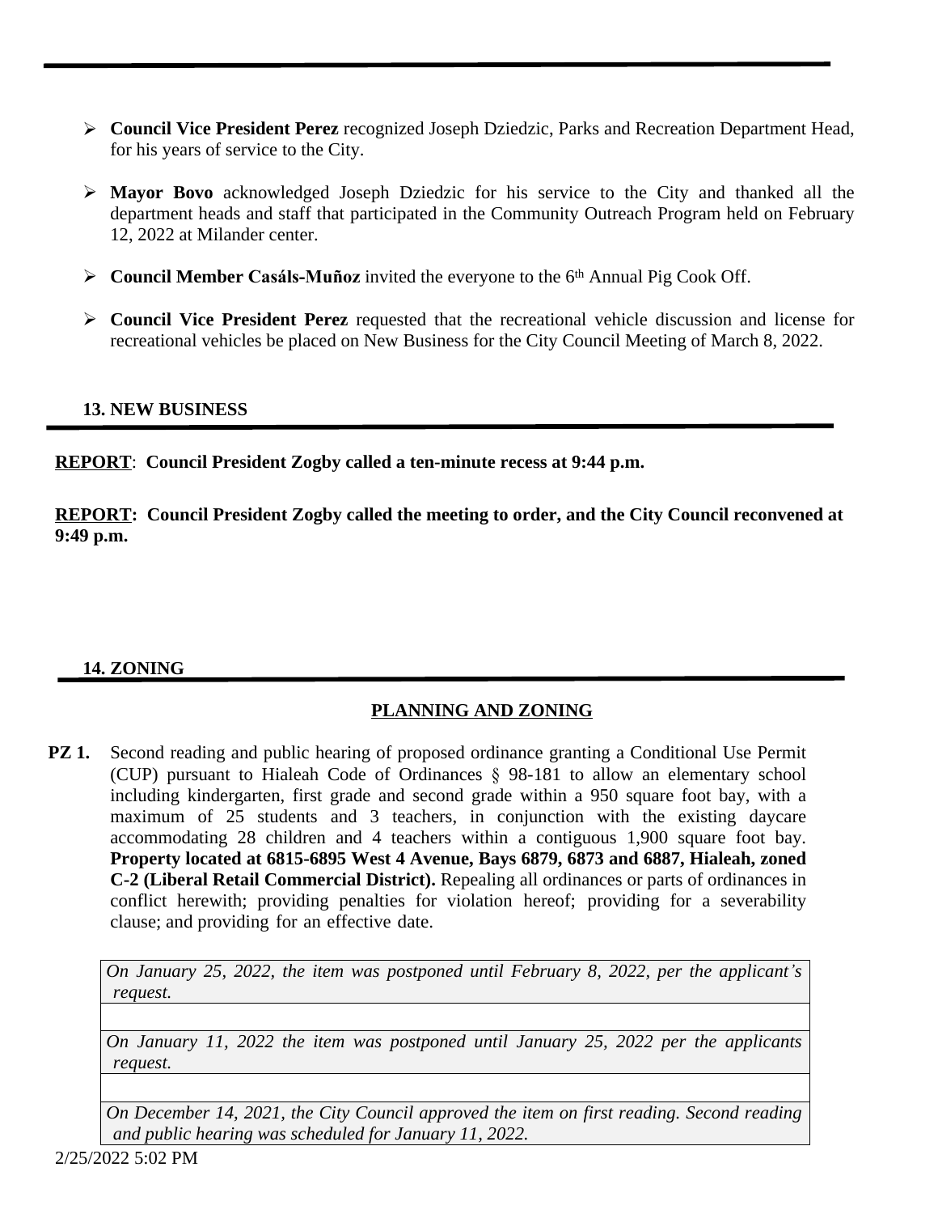- **Council Vice President Perez** recognized Joseph Dziedzic, Parks and Recreation Department Head, for his years of service to the City.

- **Mayor Bovo** acknowledged Joseph Dziedzic for his service to the City and thanked all the department heads and staff that participated in the Community Outreach Program held on February 12, 2022 at Milander center.

- **Council Member Casáls-Muñoz** invited the everyone to the 6th Annual Pig Cook Off.

- **Council Vice President Perez** requested that the recreational vehicle discussion and license for recreational vehicles be placed on New Business for the City Council Meeting of March 8, 2022.

## 13. NEW BUSINESS

**REPORT**: **Council President Zogby called a ten-minute recess at 9:44 p.m.**

**REPORT: Council President Zogby called the meeting to order, and the City Council reconvened at 9:49 p.m.**

## 14. ZONING

### PLANNING AND ZONING

**PZ 1.** Second reading and public hearing of proposed ordinance granting a Conditional Use Permit (CUP) pursuant to Hialeah Code of Ordinances § 98-181 to allow an elementary school including kindergarten, first grade and second grade within a 950 square foot bay, with a maximum of 25 students and 3 teachers, in conjunction with the existing daycare accommodating 28 children and 4 teachers within a contiguous 1,900 square foot bay. **Property located at 6815-6895 West 4 Avenue, Bays 6879, 6873 and 6887, Hialeah, zoned C-2 (Liberal Retail Commercial District).** Repealing all ordinances or parts of ordinances in conflict herewith; providing penalties for violation hereof; providing for a severability clause; and providing for an effective date.

| |
|---|
| *On January 25, 2022, the item was postponed until February 8, 2022, per the applicant's request.* |
| |
| *On January 11, 2022 the item was postponed until January 25, 2022 per the applicants request.* |
| |
| *On December 14, 2021, the City Council approved the item on first reading. Second reading and public hearing was scheduled for January 11, 2022.* |

2/25/2022 5:02 PM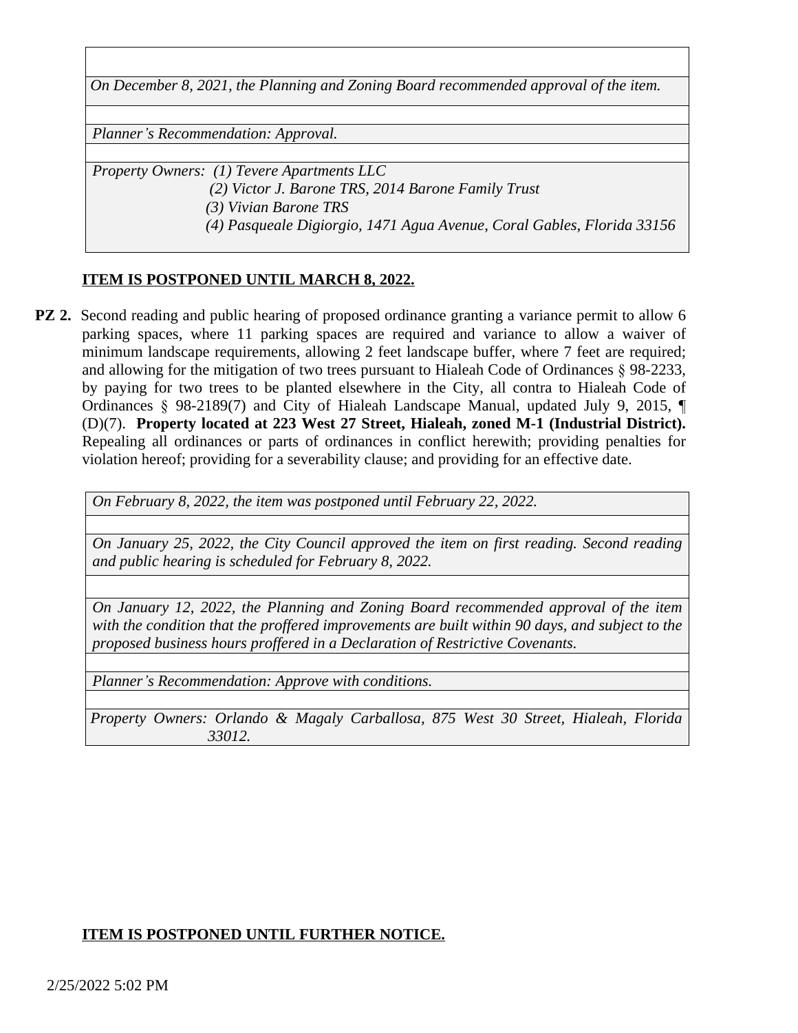*On December 8, 2021, the Planning and Zoning Board recommended approval of the item.*

*Planner's Recommendation: Approval.*

*Property Owners: (1) Tevere Apartments LLC*
*(2) Victor J. Barone TRS, 2014 Barone Family Trust*
*(3) Vivian Barone TRS*
*(4) Pasqueale Digiorgio, 1471 Agua Avenue, Coral Gables, Florida 33156*

**ITEM IS POSTPONED UNTIL MARCH 8, 2022.**

**PZ 2.** Second reading and public hearing of proposed ordinance granting a variance permit to allow 6 parking spaces, where 11 parking spaces are required and variance to allow a waiver of minimum landscape requirements, allowing 2 feet landscape buffer, where 7 feet are required; and allowing for the mitigation of two trees pursuant to Hialeah Code of Ordinances § 98-2233, by paying for two trees to be planted elsewhere in the City, all contra to Hialeah Code of Ordinances § 98-2189(7) and City of Hialeah Landscape Manual, updated July 9, 2015, ¶ (D)(7). **Property located at 223 West 27 Street, Hialeah, zoned M-1 (Industrial District).** Repealing all ordinances or parts of ordinances in conflict herewith; providing penalties for violation hereof; providing for a severability clause; and providing for an effective date.

*On February 8, 2022, the item was postponed until February 22, 2022.*

*On January 25, 2022, the City Council approved the item on first reading. Second reading and public hearing is scheduled for February 8, 2022.*

*On January 12, 2022, the Planning and Zoning Board recommended approval of the item with the condition that the proffered improvements are built within 90 days, and subject to the proposed business hours proffered in a Declaration of Restrictive Covenants.*

*Planner's Recommendation: Approve with conditions.*

*Property Owners: Orlando & Magaly Carballosa, 875 West 30 Street, Hialeah, Florida 33012.*

**ITEM IS POSTPONED UNTIL FURTHER NOTICE.**

2/25/2022 5:02 PM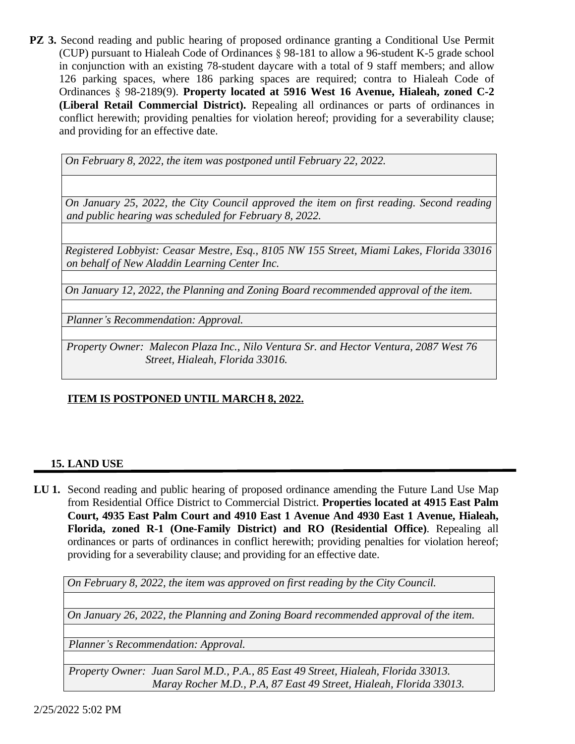**PZ 3.** Second reading and public hearing of proposed ordinance granting a Conditional Use Permit (CUP) pursuant to Hialeah Code of Ordinances § 98-181 to allow a 96-student K-5 grade school in conjunction with an existing 78-student daycare with a total of 9 staff members; and allow 126 parking spaces, where 186 parking spaces are required; contra to Hialeah Code of Ordinances § 98-2189(9). **Property located at 5916 West 16 Avenue, Hialeah, zoned C-2 (Liberal Retail Commercial District).** Repealing all ordinances or parts of ordinances in conflict herewith; providing penalties for violation hereof; providing for a severability clause; and providing for an effective date.

| |
|---|
| *On February 8, 2022, the item was postponed until February 22, 2022.* |
| |
| *On January 25, 2022, the City Council approved the item on first reading. Second reading and public hearing was scheduled for February 8, 2022.* |
| |
| *Registered Lobbyist: Ceasar Mestre, Esq., 8105 NW 155 Street, Miami Lakes, Florida 33016 on behalf of New Aladdin Learning Center Inc.* |
| |
| *On January 12, 2022, the Planning and Zoning Board recommended approval of the item.* |
| |
| *Planner's Recommendation: Approval.* |
| |
| *Property Owner: Malecon Plaza Inc., Nilo Ventura Sr. and Hector Ventura, 2087 West 76 Street, Hialeah, Florida 33016.* |

**<u>ITEM IS POSTPONED UNTIL MARCH 8, 2022.</u>**

## 15. LAND USE

**LU 1.** Second reading and public hearing of proposed ordinance amending the Future Land Use Map from Residential Office District to Commercial District. **Properties located at 4915 East Palm Court, 4935 East Palm Court and 4910 East 1 Avenue And 4930 East 1 Avenue, Hialeah, Florida, zoned R-1 (One-Family District) and RO (Residential Office)**. Repealing all ordinances or parts of ordinances in conflict herewith; providing penalties for violation hereof; providing for a severability clause; and providing for an effective date.

| |
|---|
| *On February 8, 2022, the item was approved on first reading by the City Council.* |
| |
| *On January 26, 2022, the Planning and Zoning Board recommended approval of the item.* |
| |
| *Planner's Recommendation: Approval.* |
| |
| *Property Owner: Juan Sarol M.D., P.A., 85 East 49 Street, Hialeah, Florida 33013. Maray Rocher M.D., P.A, 87 East 49 Street, Hialeah, Florida 33013.* |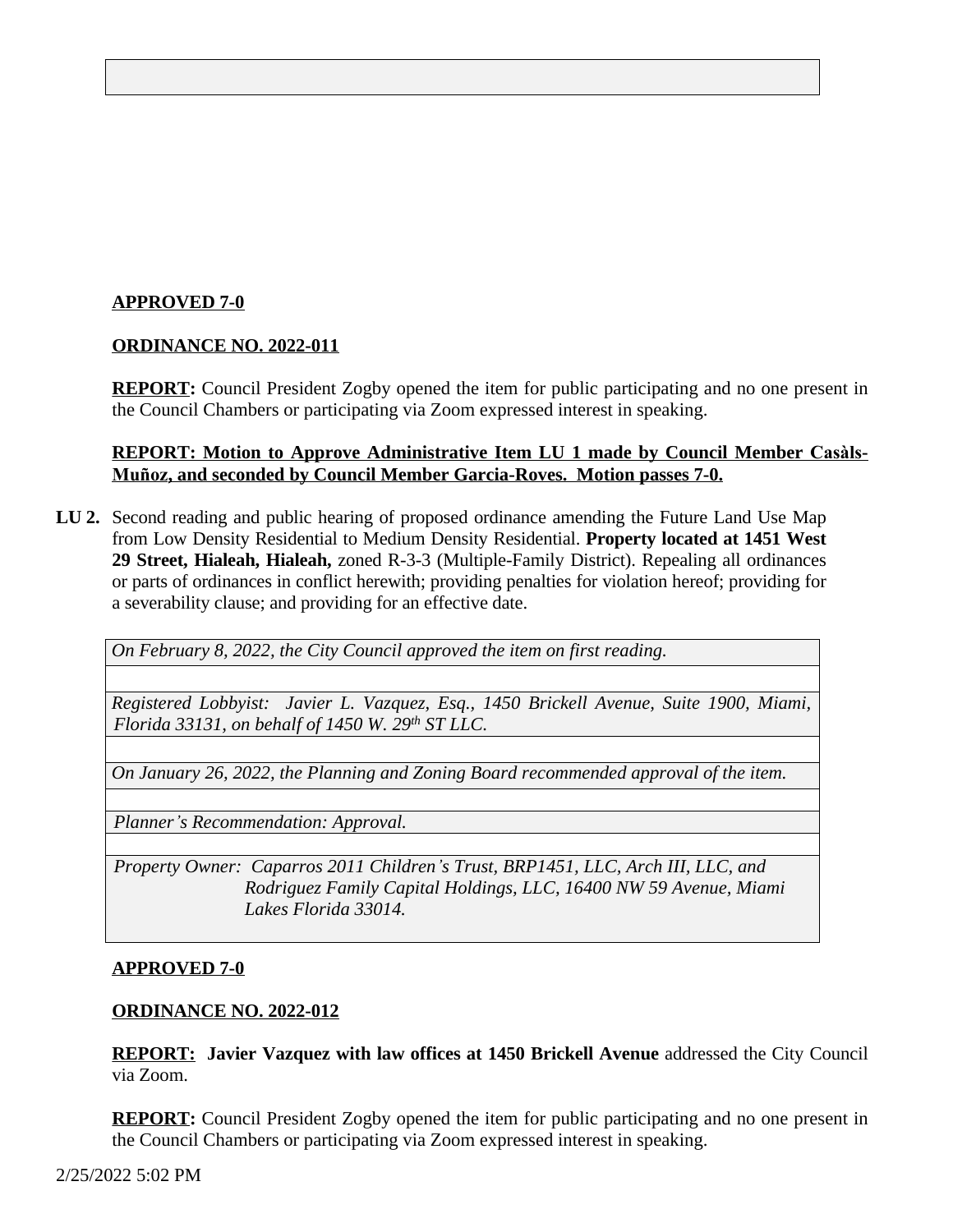**APPROVED 7-0**

**ORDINANCE NO. 2022-011**

**REPORT:** Council President Zogby opened the item for public participating and no one present in the Council Chambers or participating via Zoom expressed interest in speaking.

**REPORT: Motion to Approve Administrative Item LU 1 made by Council Member Casàls-Muñoz, and seconded by Council Member Garcia-Roves. Motion passes 7-0.**

**LU 2.** Second reading and public hearing of proposed ordinance amending the Future Land Use Map from Low Density Residential to Medium Density Residential. **Property located at 1451 West 29 Street, Hialeah, Hialeah,** zoned R-3-3 (Multiple-Family District). Repealing all ordinances or parts of ordinances in conflict herewith; providing penalties for violation hereof; providing for a severability clause; and providing for an effective date.

*On February 8, 2022, the City Council approved the item on first reading.*

*Registered Lobbyist: Javier L. Vazquez, Esq., 1450 Brickell Avenue, Suite 1900, Miami, Florida 33131, on behalf of 1450 W. 29th ST LLC.*

*On January 26, 2022, the Planning and Zoning Board recommended approval of the item.*

*Planner's Recommendation: Approval.*

*Property Owner: Caparros 2011 Children's Trust, BRP1451, LLC, Arch III, LLC, and Rodriguez Family Capital Holdings, LLC, 16400 NW 59 Avenue, Miami Lakes Florida 33014.*

**APPROVED 7-0**

**ORDINANCE NO. 2022-012**

**REPORT: Javier Vazquez with law offices at 1450 Brickell Avenue** addressed the City Council via Zoom.

**REPORT:** Council President Zogby opened the item for public participating and no one present in the Council Chambers or participating via Zoom expressed interest in speaking.

2/25/2022 5:02 PM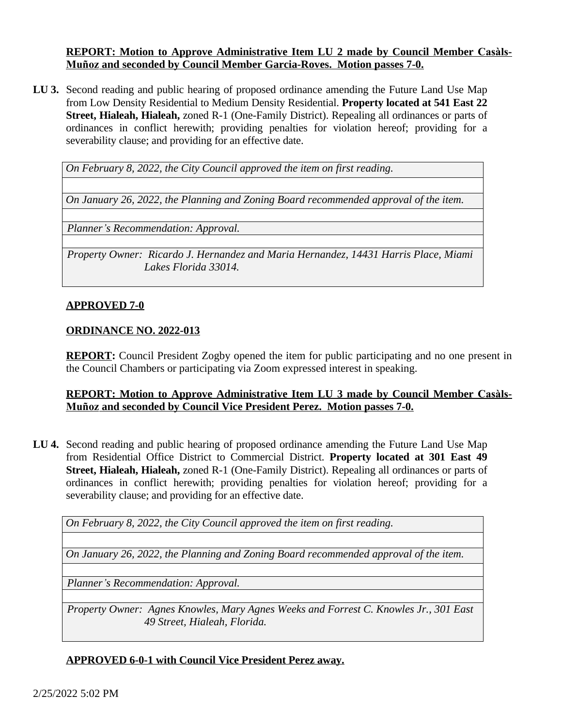**REPORT: Motion to Approve Administrative Item LU 2 made by Council Member Casàls-Muñoz and seconded by Council Member Garcia-Roves. Motion passes 7-0.**

**LU 3.** Second reading and public hearing of proposed ordinance amending the Future Land Use Map from Low Density Residential to Medium Density Residential. **Property located at 541 East 22 Street, Hialeah, Hialeah,** zoned R-1 (One-Family District). Repealing all ordinances or parts of ordinances in conflict herewith; providing penalties for violation hereof; providing for a severability clause; and providing for an effective date.

| |
|---|
| *On February 8, 2022, the City Council approved the item on first reading.* |
| |
| *On January 26, 2022, the Planning and Zoning Board recommended approval of the item.* |
| |
| *Planner's Recommendation: Approval.* |
| |
| *Property Owner: Ricardo J. Hernandez and Maria Hernandez, 14431 Harris Place, Miami Lakes Florida 33014.* |

**APPROVED 7-0**

**ORDINANCE NO. 2022-013**

**REPORT:** Council President Zogby opened the item for public participating and no one present in the Council Chambers or participating via Zoom expressed interest in speaking.

**REPORT: Motion to Approve Administrative Item LU 3 made by Council Member Casàls-Muñoz and seconded by Council Vice President Perez. Motion passes 7-0.**

**LU 4.** Second reading and public hearing of proposed ordinance amending the Future Land Use Map from Residential Office District to Commercial District. **Property located at 301 East 49 Street, Hialeah, Hialeah,** zoned R-1 (One-Family District). Repealing all ordinances or parts of ordinances in conflict herewith; providing penalties for violation hereof; providing for a severability clause; and providing for an effective date.

| |
|---|
| *On February 8, 2022, the City Council approved the item on first reading.* |
| |
| *On January 26, 2022, the Planning and Zoning Board recommended approval of the item.* |
| |
| *Planner's Recommendation: Approval.* |
| |
| *Property Owner: Agnes Knowles, Mary Agnes Weeks and Forrest C. Knowles Jr., 301 East 49 Street, Hialeah, Florida.* |

**APPROVED 6-0-1 with Council Vice President Perez away.**

2/25/2022 5:02 PM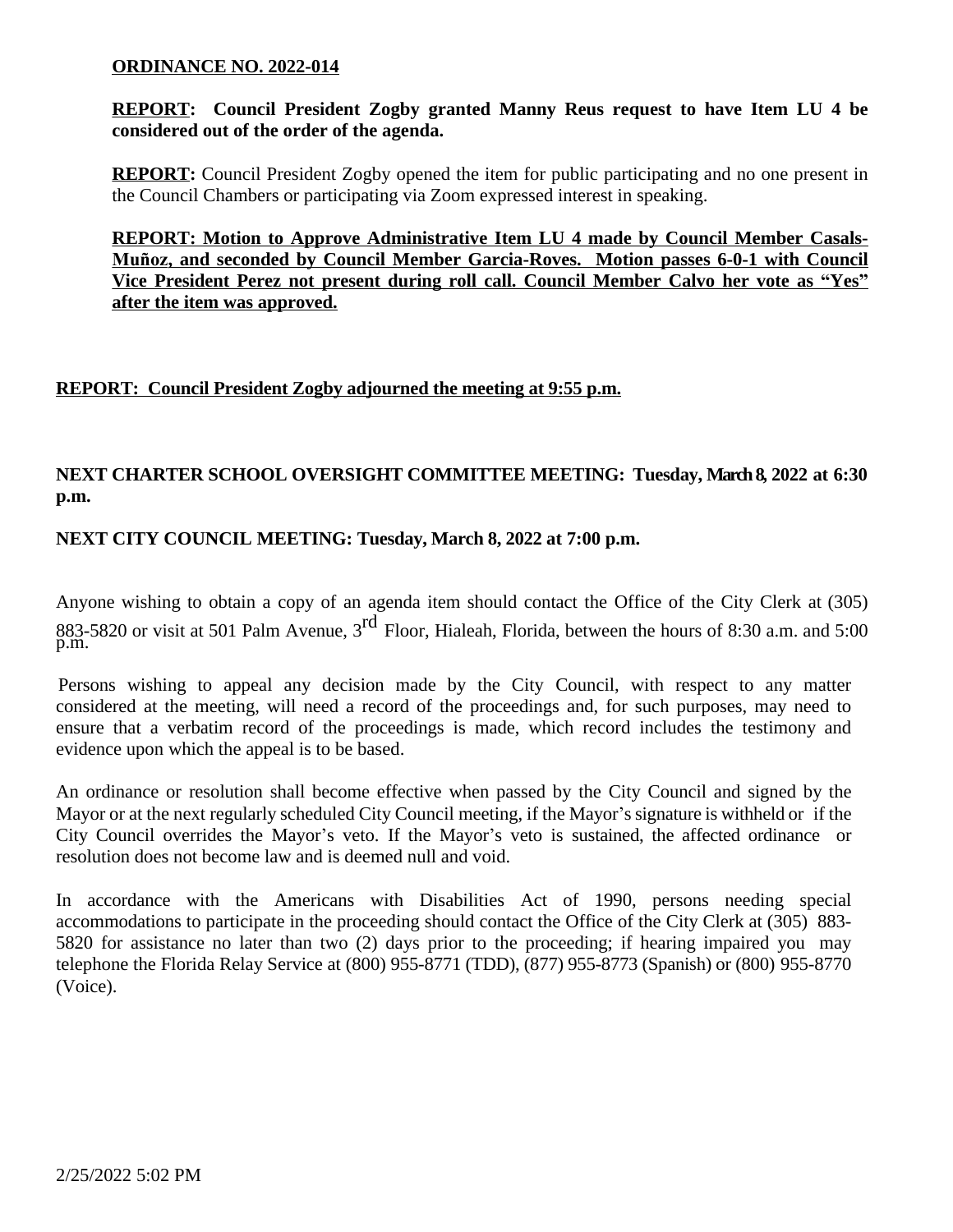**ORDINANCE NO. 2022-014**

**REPORT: Council President Zogby granted Manny Reus request to have Item LU 4 be considered out of the order of the agenda.**

**REPORT:** Council President Zogby opened the item for public participating and no one present in the Council Chambers or participating via Zoom expressed interest in speaking.

**REPORT: Motion to Approve Administrative Item LU 4 made by Council Member Casals-Muñoz, and seconded by Council Member Garcia-Roves. Motion passes 6-0-1 with Council Vice President Perez not present during roll call. Council Member Calvo her vote as "Yes" after the item was approved.**

**REPORT: Council President Zogby adjourned the meeting at 9:55 p.m.**

**NEXT CHARTER SCHOOL OVERSIGHT COMMITTEE MEETING: Tuesday, March 8, 2022 at 6:30 p.m.**

**NEXT CITY COUNCIL MEETING: Tuesday, March 8, 2022 at 7:00 p.m.**

Anyone wishing to obtain a copy of an agenda item should contact the Office of the City Clerk at (305) 883-5820 or visit at 501 Palm Avenue, 3rd Floor, Hialeah, Florida, between the hours of 8:30 a.m. and 5:00 p.m.

Persons wishing to appeal any decision made by the City Council, with respect to any matter considered at the meeting, will need a record of the proceedings and, for such purposes, may need to ensure that a verbatim record of the proceedings is made, which record includes the testimony and evidence upon which the appeal is to be based.

An ordinance or resolution shall become effective when passed by the City Council and signed by the Mayor or at the next regularly scheduled City Council meeting, if the Mayor's signature is withheld or if the City Council overrides the Mayor's veto. If the Mayor's veto is sustained, the affected ordinance or resolution does not become law and is deemed null and void.

In accordance with the Americans with Disabilities Act of 1990, persons needing special accommodations to participate in the proceeding should contact the Office of the City Clerk at (305) 883-5820 for assistance no later than two (2) days prior to the proceeding; if hearing impaired you may telephone the Florida Relay Service at (800) 955-8771 (TDD), (877) 955-8773 (Spanish) or (800) 955-8770 (Voice).

2/25/2022 5:02 PM